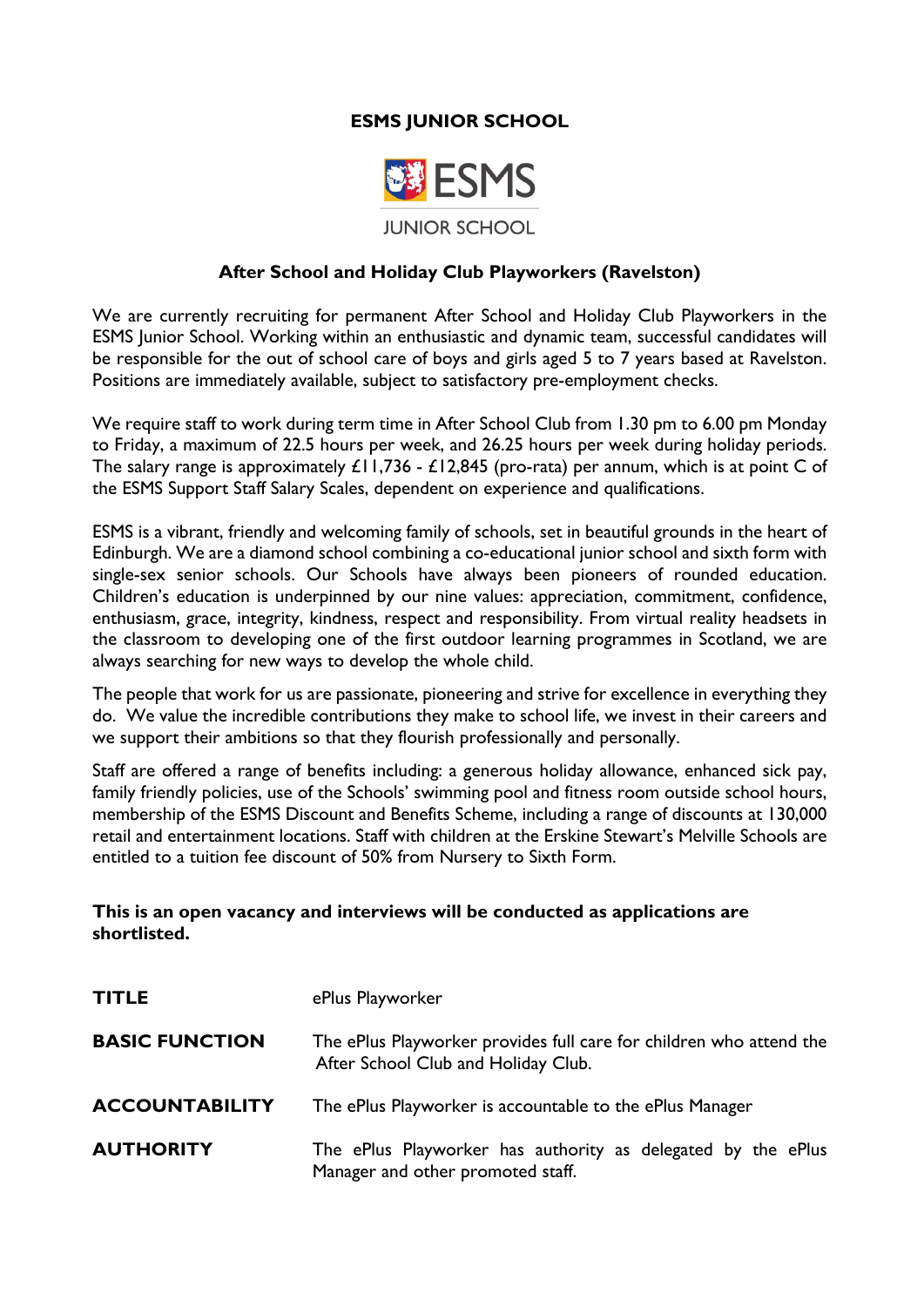**ESMS JUNIOR SCHOOL**

ESMS

JUNIOR SCHOOL

## After School and Holiday Club Playworkers (Ravelston)

We are currently recruiting for permanent After School and Holiday Club Playworkers in the ESMS Junior School. Working within an enthusiastic and dynamic team, successful candidates will be responsible for the out of school care of boys and girls aged 5 to 7 years based at Ravelston. Positions are immediately available, subject to satisfactory pre-employment checks.

We require staff to work during term time in After School Club from 1.30 pm to 6.00 pm Monday to Friday, a maximum of 22.5 hours per week, and 26.25 hours per week during holiday periods. The salary range is approximately £11,736 - £12,845 (pro-rata) per annum, which is at point C of the ESMS Support Staff Salary Scales, dependent on experience and qualifications.

ESMS is a vibrant, friendly and welcoming family of schools, set in beautiful grounds in the heart of Edinburgh. We are a diamond school combining a co-educational junior school and sixth form with single-sex senior schools. Our Schools have always been pioneers of rounded education. Children's education is underpinned by our nine values: appreciation, commitment, confidence, enthusiasm, grace, integrity, kindness, respect and responsibility. From virtual reality headsets in the classroom to developing one of the first outdoor learning programmes in Scotland, we are always searching for new ways to develop the whole child.

The people that work for us are passionate, pioneering and strive for excellence in everything they do. We value the incredible contributions they make to school life, we invest in their careers and we support their ambitions so that they flourish professionally and personally.

Staff are offered a range of benefits including: a generous holiday allowance, enhanced sick pay, family friendly policies, use of the Schools' swimming pool and fitness room outside school hours, membership of the ESMS Discount and Benefits Scheme, including a range of discounts at 130,000 retail and entertainment locations. Staff with children at the Erskine Stewart's Melville Schools are entitled to a tuition fee discount of 50% from Nursery to Sixth Form.

**This is an open vacancy and interviews will be conducted as applications are shortlisted.**

| | |
|---|---|
| **TITLE** | ePlus Playworker |
| **BASIC FUNCTION** | The ePlus Playworker provides full care for children who attend the After School Club and Holiday Club. |
| **ACCOUNTABILITY** | The ePlus Playworker is accountable to the ePlus Manager |
| **AUTHORITY** | The ePlus Playworker has authority as delegated by the ePlus Manager and other promoted staff. |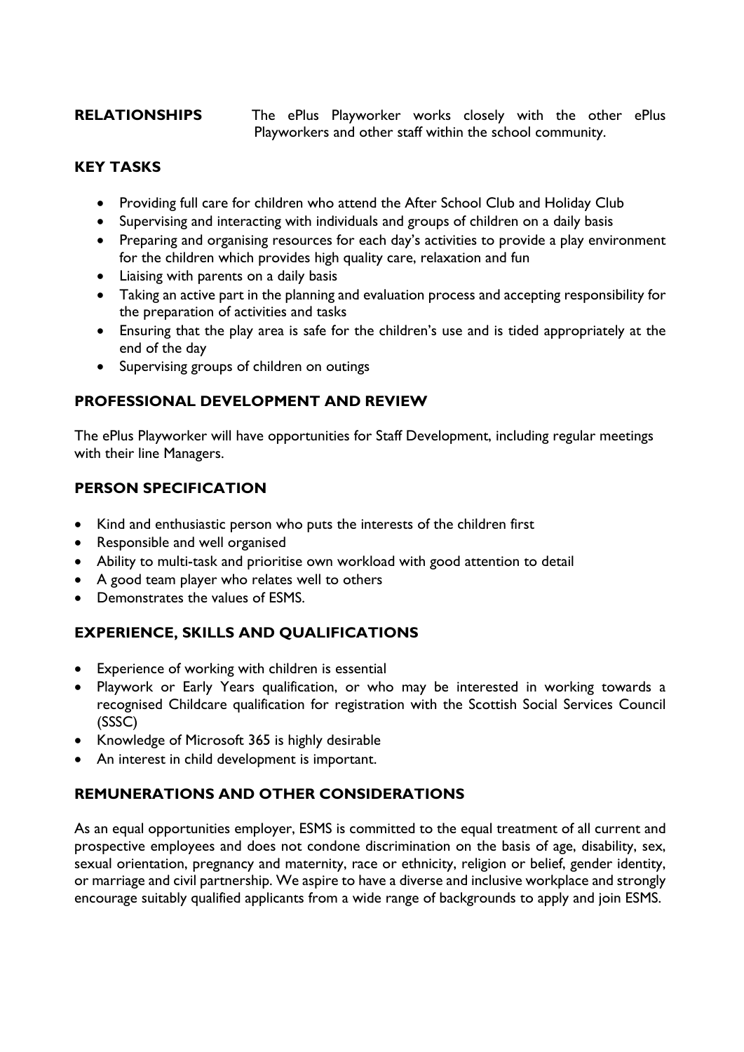**RELATIONSHIPS** The ePlus Playworker works closely with the other ePlus Playworkers and other staff within the school community.

## KEY TASKS

- Providing full care for children who attend the After School Club and Holiday Club
- Supervising and interacting with individuals and groups of children on a daily basis
- Preparing and organising resources for each day's activities to provide a play environment for the children which provides high quality care, relaxation and fun
- Liaising with parents on a daily basis
- Taking an active part in the planning and evaluation process and accepting responsibility for the preparation of activities and tasks
- Ensuring that the play area is safe for the children's use and is tided appropriately at the end of the day
- Supervising groups of children on outings

## PROFESSIONAL DEVELOPMENT AND REVIEW

The ePlus Playworker will have opportunities for Staff Development, including regular meetings with their line Managers.

## PERSON SPECIFICATION

- Kind and enthusiastic person who puts the interests of the children first
- Responsible and well organised
- Ability to multi-task and prioritise own workload with good attention to detail
- A good team player who relates well to others
- Demonstrates the values of ESMS.

## EXPERIENCE, SKILLS AND QUALIFICATIONS

- Experience of working with children is essential
- Playwork or Early Years qualification, or who may be interested in working towards a recognised Childcare qualification for registration with the Scottish Social Services Council (SSSC)
- Knowledge of Microsoft 365 is highly desirable
- An interest in child development is important.

## REMUNERATIONS AND OTHER CONSIDERATIONS

As an equal opportunities employer, ESMS is committed to the equal treatment of all current and prospective employees and does not condone discrimination on the basis of age, disability, sex, sexual orientation, pregnancy and maternity, race or ethnicity, religion or belief, gender identity, or marriage and civil partnership. We aspire to have a diverse and inclusive workplace and strongly encourage suitably qualified applicants from a wide range of backgrounds to apply and join ESMS.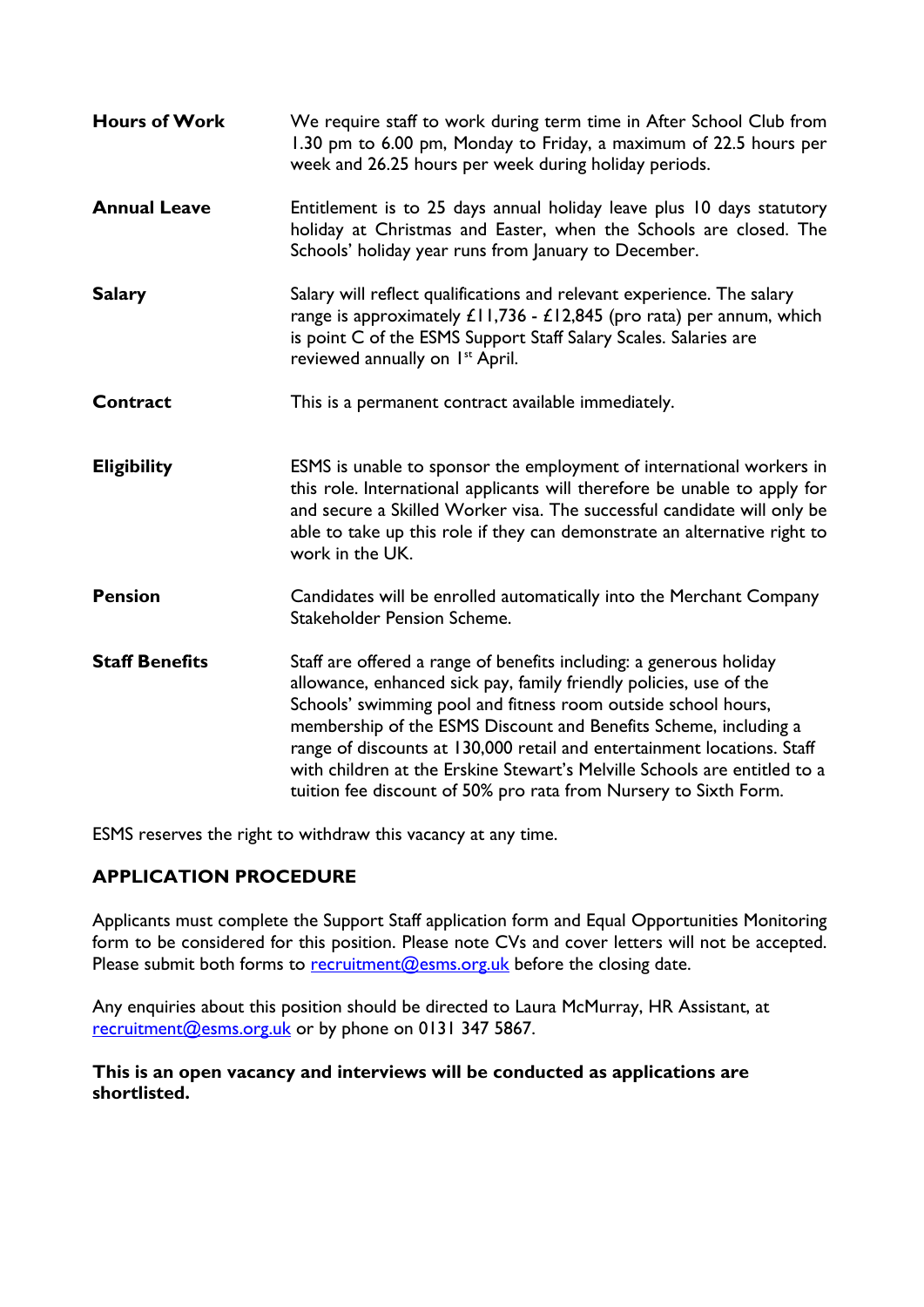**Hours of Work** We require staff to work during term time in After School Club from 1.30 pm to 6.00 pm, Monday to Friday, a maximum of 22.5 hours per week and 26.25 hours per week during holiday periods.

**Annual Leave** Entitlement is to 25 days annual holiday leave plus 10 days statutory holiday at Christmas and Easter, when the Schools are closed. The Schools' holiday year runs from January to December.

**Salary** Salary will reflect qualifications and relevant experience. The salary range is approximately £11,736 - £12,845 (pro rata) per annum, which is point C of the ESMS Support Staff Salary Scales. Salaries are reviewed annually on 1st April.

**Contract** This is a permanent contract available immediately.

**Eligibility** ESMS is unable to sponsor the employment of international workers in this role. International applicants will therefore be unable to apply for and secure a Skilled Worker visa. The successful candidate will only be able to take up this role if they can demonstrate an alternative right to work in the UK.

**Pension** Candidates will be enrolled automatically into the Merchant Company Stakeholder Pension Scheme.

**Staff Benefits** Staff are offered a range of benefits including: a generous holiday allowance, enhanced sick pay, family friendly policies, use of the Schools' swimming pool and fitness room outside school hours, membership of the ESMS Discount and Benefits Scheme, including a range of discounts at 130,000 retail and entertainment locations. Staff with children at the Erskine Stewart's Melville Schools are entitled to a tuition fee discount of 50% pro rata from Nursery to Sixth Form.

ESMS reserves the right to withdraw this vacancy at any time.

## APPLICATION PROCEDURE

Applicants must complete the Support Staff application form and Equal Opportunities Monitoring form to be considered for this position. Please note CVs and cover letters will not be accepted. Please submit both forms to recruitment@esms.org.uk before the closing date.

Any enquiries about this position should be directed to Laura McMurray, HR Assistant, at recruitment@esms.org.uk or by phone on 0131 347 5867.

**This is an open vacancy and interviews will be conducted as applications are shortlisted.**